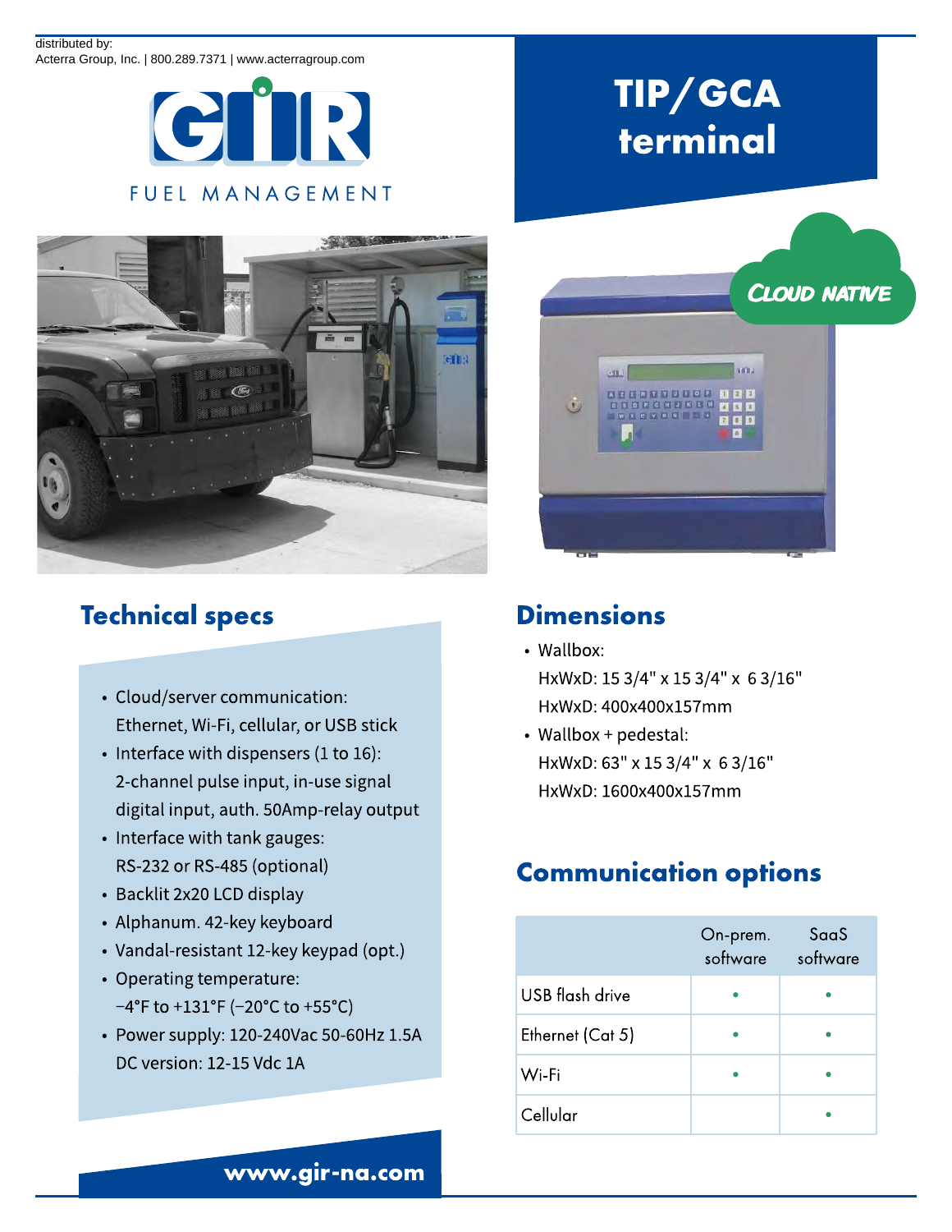distributed by:
Acterra Group, Inc. | 800.289.7371 | www.acterragroup.com

GIR

FUEL MANAGEMENT

# TIP/GCA terminal

CLOUD NATIVE

## Technical specs

- Cloud/server communication: Ethernet, Wi-Fi, cellular, or USB stick
- Interface with dispensers (1 to 16): 2-channel pulse input, in-use signal digital input, auth. 50Amp-relay output
- Interface with tank gauges: RS-232 or RS-485 (optional)
- Backlit 2x20 LCD display
- Alphanum. 42-key keyboard
- Vandal-resistant 12-key keypad (opt.)
- Operating temperature: −4°F to +131°F (−20°C to +55°C)
- Power supply: 120-240Vac 50-60Hz 1.5A
  DC version: 12-15 Vdc 1A

## Dimensions

- Wallbox:
  HxWxD: 15 3/4" x 15 3/4" x 6 3/16"
  HxWxD: 400x400x157mm
- Wallbox + pedestal:
  HxWxD: 63" x 15 3/4" x 6 3/16"
  HxWxD: 1600x400x157mm

## Communication options

| | On-prem. software | SaaS software |
|---|---|---|
| USB flash drive | • | • |
| Ethernet (Cat 5) | • | • |
| Wi-Fi | • | • |
| Cellular | | • |

www.gir-na.com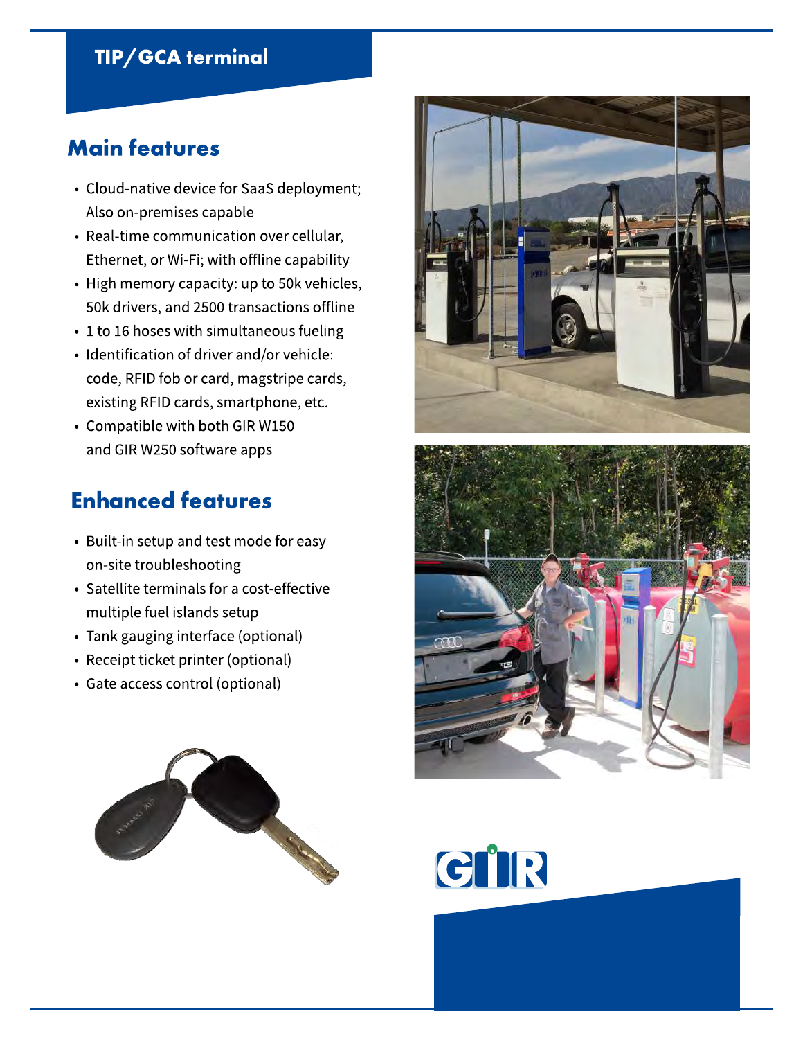## TIP/GCA terminal

## Main features

- Cloud-native device for SaaS deployment; Also on-premises capable
- Real-time communication over cellular, Ethernet, or Wi-Fi; with offline capability
- High memory capacity: up to 50k vehicles, 50k drivers, and 2500 transactions offline
- 1 to 16 hoses with simultaneous fueling
- Identification of driver and/or vehicle: code, RFID fob or card, magstripe cards, existing RFID cards, smartphone, etc.
- Compatible with both GIR W150 and GIR W250 software apps

## Enhanced features

- Built-in setup and test mode for easy on-site troubleshooting
- Satellite terminals for a cost-effective multiple fuel islands setup
- Tank gauging interface (optional)
- Receipt ticket printer (optional)
- Gate access control (optional)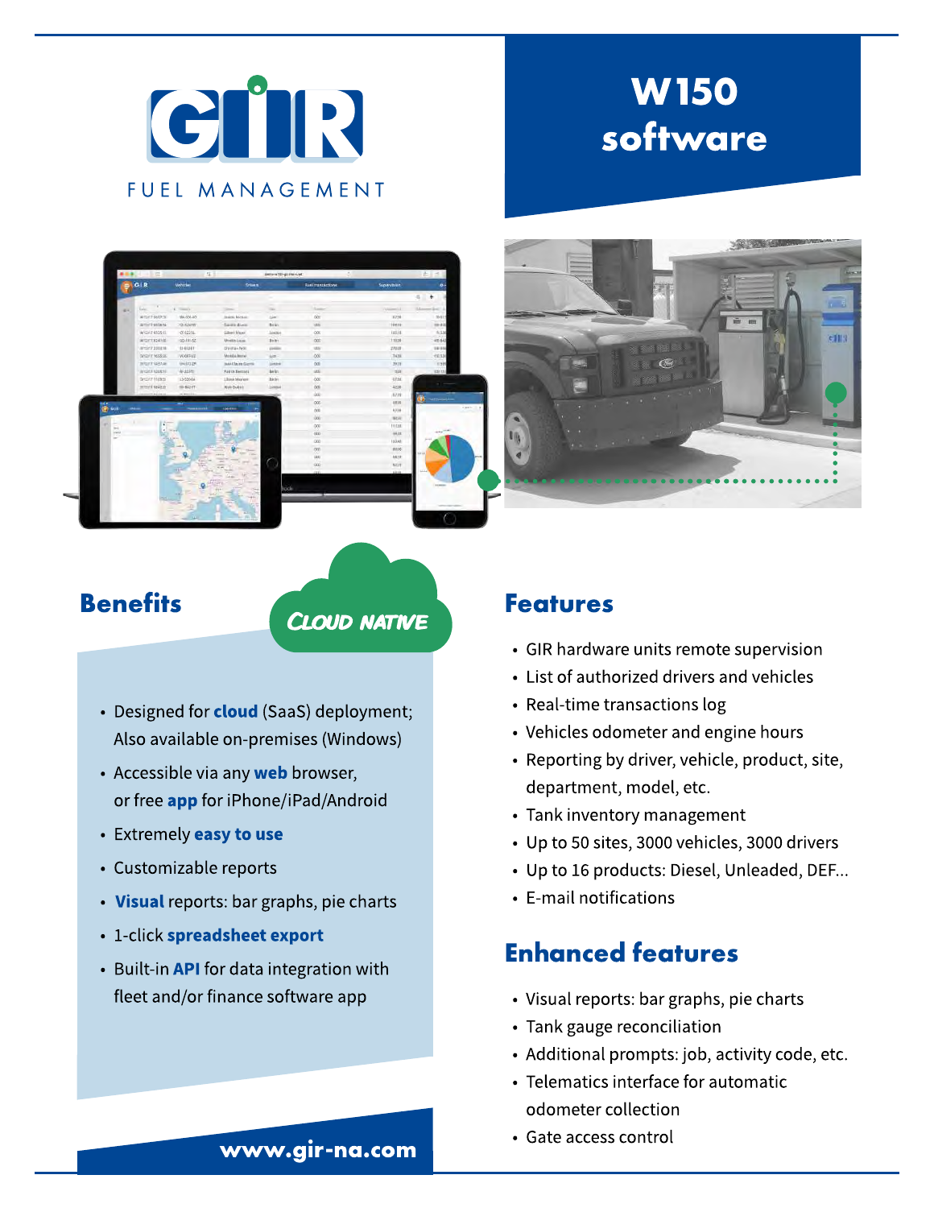# GIR FUEL MANAGEMENT

# W150 software

## Benefits

CLOUD NATIVE

- Designed for **cloud** (SaaS) deployment; Also available on-premises (Windows)
- Accessible via any **web** browser, or free **app** for iPhone/iPad/Android
- Extremely **easy to use**
- Customizable reports
- **Visual** reports: bar graphs, pie charts
- 1-click **spreadsheet export**
- Built-in **API** for data integration with fleet and/or finance software app

**www.gir-na.com**

## Features

- GIR hardware units remote supervision
- List of authorized drivers and vehicles
- Real-time transactions log
- Vehicles odometer and engine hours
- Reporting by driver, vehicle, product, site, department, model, etc.
- Tank inventory management
- Up to 50 sites, 3000 vehicles, 3000 drivers
- Up to 16 products: Diesel, Unleaded, DEF...
- E-mail notifications

## Enhanced features

- Visual reports: bar graphs, pie charts
- Tank gauge reconciliation
- Additional prompts: job, activity code, etc.
- Telematics interface for automatic odometer collection
- Gate access control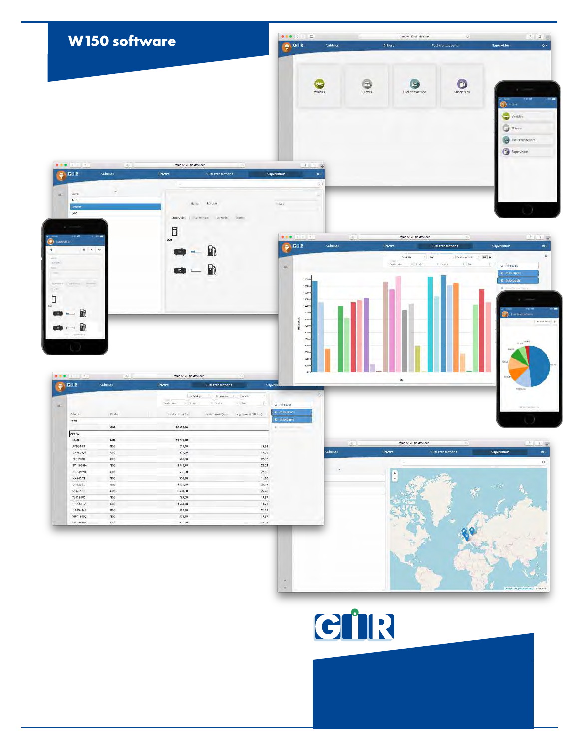# W150 software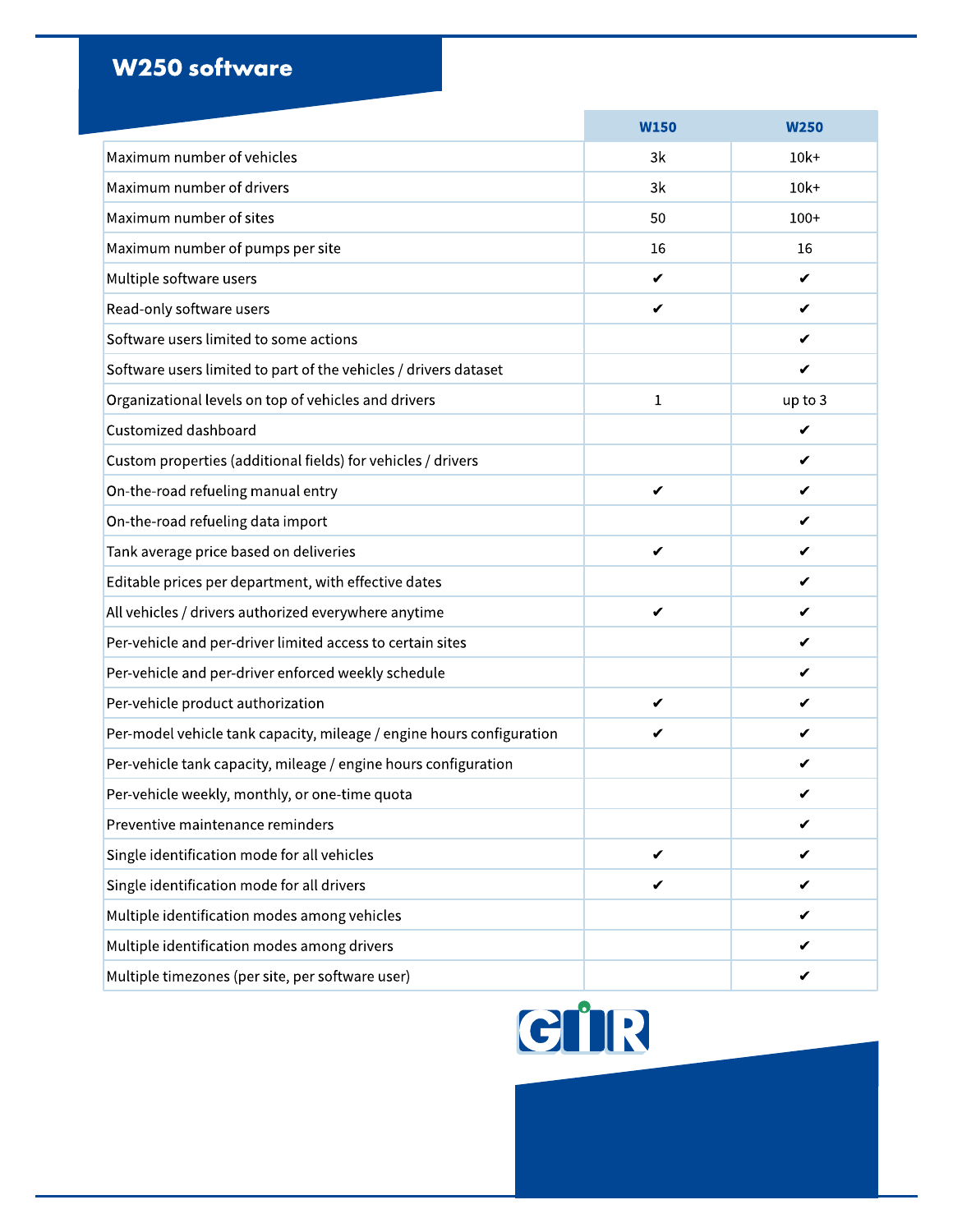# W250 software

| | W150 | W250 |
|---|---|---|
| Maximum number of vehicles | 3k | 10k+ |
| Maximum number of drivers | 3k | 10k+ |
| Maximum number of sites | 50 | 100+ |
| Maximum number of pumps per site | 16 | 16 |
| Multiple software users | ✔ | ✔ |
| Read-only software users | ✔ | ✔ |
| Software users limited to some actions | | ✔ |
| Software users limited to part of the vehicles / drivers dataset | | ✔ |
| Organizational levels on top of vehicles and drivers | 1 | up to 3 |
| Customized dashboard | | ✔ |
| Custom properties (additional fields) for vehicles / drivers | | ✔ |
| On-the-road refueling manual entry | ✔ | ✔ |
| On-the-road refueling data import | | ✔ |
| Tank average price based on deliveries | ✔ | ✔ |
| Editable prices per department, with effective dates | | ✔ |
| All vehicles / drivers authorized everywhere anytime | ✔ | ✔ |
| Per-vehicle and per-driver limited access to certain sites | | ✔ |
| Per-vehicle and per-driver enforced weekly schedule | | ✔ |
| Per-vehicle product authorization | ✔ | ✔ |
| Per-model vehicle tank capacity, mileage / engine hours configuration | ✔ | ✔ |
| Per-vehicle tank capacity, mileage / engine hours configuration | | ✔ |
| Per-vehicle weekly, monthly, or one-time quota | | ✔ |
| Preventive maintenance reminders | | ✔ |
| Single identification mode for all vehicles | ✔ | ✔ |
| Single identification mode for all drivers | ✔ | ✔ |
| Multiple identification modes among vehicles | | ✔ |
| Multiple identification modes among drivers | | ✔ |
| Multiple timezones (per site, per software user) | | ✔ |

GIR